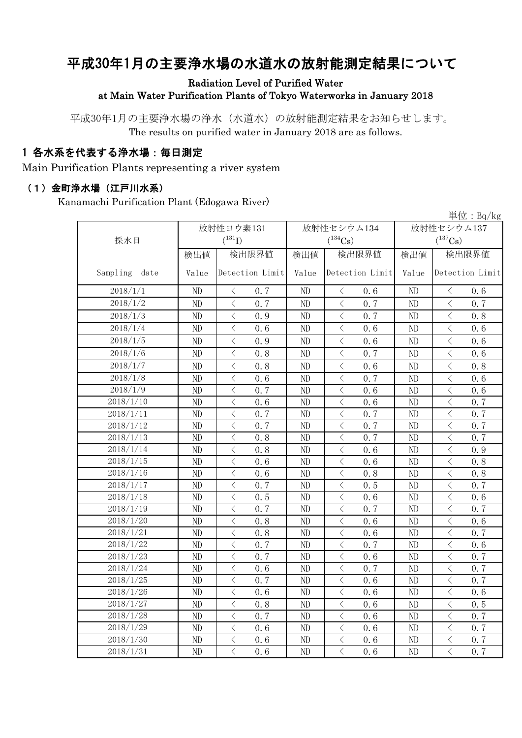# 平成30年1月の主要浄水場の水道水の放射能測定結果について

Radiation Level of Purified Water
at Main Water Purification Plants of Tokyo Waterworks in January 2018

平成30年1月の主要浄水場の浄水（水道水）の放射能測定結果をお知らせします。
The results on purified water in January 2018 are as follows.

## 1 各水系を代表する浄水場：毎日測定

Main Purification Plants representing a river system

### （1）金町浄水場（江戸川水系）

Kanamachi Purification Plant (Edogawa River)

単位：Bq/kg

| 採水日 | 放射性ヨウ素131 ($^{131}I$) | | 放射性セシウム134 ($^{134}Cs$) | | 放射性セシウム137 ($^{137}Cs$) | |
|---|---|---|---|---|---|---|
| | 検出値 | 検出限界値 | 検出値 | 検出限界値 | 検出値 | 検出限界値 |
| Sampling date | Value | Detection Limit | Value | Detection Limit | Value | Detection Limit |
| 2018/1/1 | ND | ＜ 0.7 | ND | ＜ 0.6 | ND | ＜ 0.6 |
| 2018/1/2 | ND | ＜ 0.7 | ND | ＜ 0.7 | ND | ＜ 0.7 |
| 2018/1/3 | ND | ＜ 0.9 | ND | ＜ 0.7 | ND | ＜ 0.8 |
| 2018/1/4 | ND | ＜ 0.6 | ND | ＜ 0.6 | ND | ＜ 0.6 |
| 2018/1/5 | ND | ＜ 0.9 | ND | ＜ 0.6 | ND | ＜ 0.6 |
| 2018/1/6 | ND | ＜ 0.8 | ND | ＜ 0.7 | ND | ＜ 0.6 |
| 2018/1/7 | ND | ＜ 0.8 | ND | ＜ 0.6 | ND | ＜ 0.8 |
| 2018/1/8 | ND | ＜ 0.6 | ND | ＜ 0.7 | ND | ＜ 0.6 |
| 2018/1/9 | ND | ＜ 0.7 | ND | ＜ 0.6 | ND | ＜ 0.6 |
| 2018/1/10 | ND | ＜ 0.6 | ND | ＜ 0.6 | ND | ＜ 0.7 |
| 2018/1/11 | ND | ＜ 0.7 | ND | ＜ 0.7 | ND | ＜ 0.7 |
| 2018/1/12 | ND | ＜ 0.7 | ND | ＜ 0.7 | ND | ＜ 0.7 |
| 2018/1/13 | ND | ＜ 0.8 | ND | ＜ 0.7 | ND | ＜ 0.7 |
| 2018/1/14 | ND | ＜ 0.8 | ND | ＜ 0.6 | ND | ＜ 0.9 |
| 2018/1/15 | ND | ＜ 0.6 | ND | ＜ 0.6 | ND | ＜ 0.8 |
| 2018/1/16 | ND | ＜ 0.6 | ND | ＜ 0.8 | ND | ＜ 0.8 |
| 2018/1/17 | ND | ＜ 0.7 | ND | ＜ 0.5 | ND | ＜ 0.7 |
| 2018/1/18 | ND | ＜ 0.5 | ND | ＜ 0.6 | ND | ＜ 0.6 |
| 2018/1/19 | ND | ＜ 0.7 | ND | ＜ 0.7 | ND | ＜ 0.7 |
| 2018/1/20 | ND | ＜ 0.8 | ND | ＜ 0.6 | ND | ＜ 0.6 |
| 2018/1/21 | ND | ＜ 0.8 | ND | ＜ 0.6 | ND | ＜ 0.7 |
| 2018/1/22 | ND | ＜ 0.7 | ND | ＜ 0.7 | ND | ＜ 0.6 |
| 2018/1/23 | ND | ＜ 0.7 | ND | ＜ 0.6 | ND | ＜ 0.7 |
| 2018/1/24 | ND | ＜ 0.6 | ND | ＜ 0.7 | ND | ＜ 0.7 |
| 2018/1/25 | ND | ＜ 0.7 | ND | ＜ 0.6 | ND | ＜ 0.7 |
| 2018/1/26 | ND | ＜ 0.6 | ND | ＜ 0.6 | ND | ＜ 0.6 |
| 2018/1/27 | ND | ＜ 0.8 | ND | ＜ 0.6 | ND | ＜ 0.5 |
| 2018/1/28 | ND | ＜ 0.7 | ND | ＜ 0.6 | ND | ＜ 0.7 |
| 2018/1/29 | ND | ＜ 0.6 | ND | ＜ 0.6 | ND | ＜ 0.7 |
| 2018/1/30 | ND | ＜ 0.6 | ND | ＜ 0.6 | ND | ＜ 0.7 |
| 2018/1/31 | ND | ＜ 0.6 | ND | ＜ 0.6 | ND | ＜ 0.7 |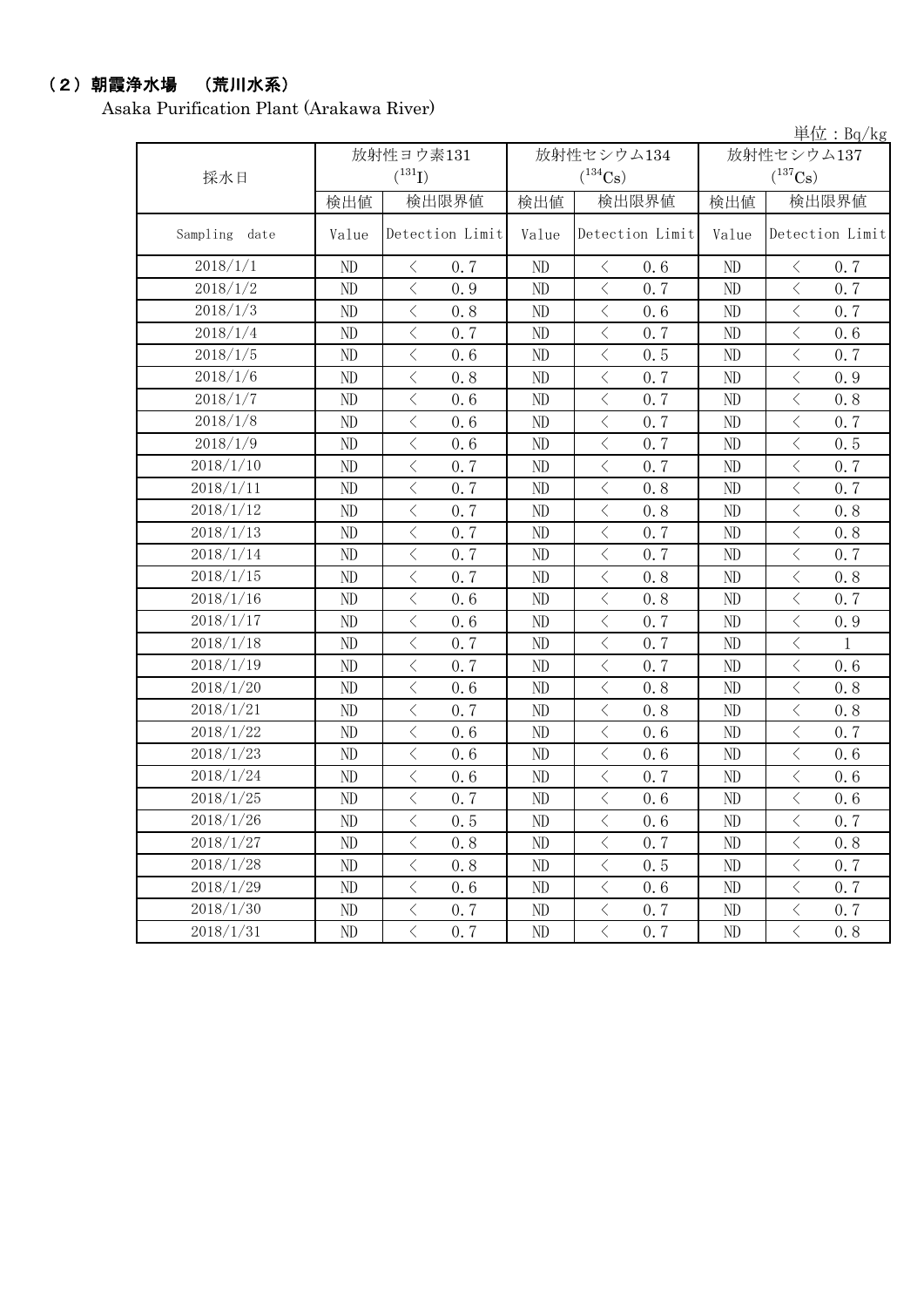## （2）朝霞浄水場　（荒川水系）

Asaka Purification Plant (Arakawa River)

単位：Bq/kg

| 採水日 | 放射性ヨウ素131 ($^{131}I$) | | 放射性セシウム134 ($^{134}Cs$) | | 放射性セシウム137 ($^{137}Cs$) | |
|---|---|---|---|---|---|---|
| | 検出値 | 検出限界値 | 検出値 | 検出限界値 | 検出値 | 検出限界値 |
| Sampling date | Value | Detection Limit | Value | Detection Limit | Value | Detection Limit |
| 2018/1/1 | ND | ＜ 0.7 | ND | ＜ 0.6 | ND | ＜ 0.7 |
| 2018/1/2 | ND | ＜ 0.9 | ND | ＜ 0.7 | ND | ＜ 0.7 |
| 2018/1/3 | ND | ＜ 0.8 | ND | ＜ 0.6 | ND | ＜ 0.7 |
| 2018/1/4 | ND | ＜ 0.7 | ND | ＜ 0.7 | ND | ＜ 0.6 |
| 2018/1/5 | ND | ＜ 0.6 | ND | ＜ 0.5 | ND | ＜ 0.7 |
| 2018/1/6 | ND | ＜ 0.8 | ND | ＜ 0.7 | ND | ＜ 0.9 |
| 2018/1/7 | ND | ＜ 0.6 | ND | ＜ 0.7 | ND | ＜ 0.8 |
| 2018/1/8 | ND | ＜ 0.6 | ND | ＜ 0.7 | ND | ＜ 0.7 |
| 2018/1/9 | ND | ＜ 0.6 | ND | ＜ 0.7 | ND | ＜ 0.5 |
| 2018/1/10 | ND | ＜ 0.7 | ND | ＜ 0.7 | ND | ＜ 0.7 |
| 2018/1/11 | ND | ＜ 0.7 | ND | ＜ 0.8 | ND | ＜ 0.7 |
| 2018/1/12 | ND | ＜ 0.7 | ND | ＜ 0.8 | ND | ＜ 0.8 |
| 2018/1/13 | ND | ＜ 0.7 | ND | ＜ 0.7 | ND | ＜ 0.8 |
| 2018/1/14 | ND | ＜ 0.7 | ND | ＜ 0.7 | ND | ＜ 0.7 |
| 2018/1/15 | ND | ＜ 0.7 | ND | ＜ 0.8 | ND | ＜ 0.8 |
| 2018/1/16 | ND | ＜ 0.6 | ND | ＜ 0.8 | ND | ＜ 0.7 |
| 2018/1/17 | ND | ＜ 0.6 | ND | ＜ 0.7 | ND | ＜ 0.9 |
| 2018/1/18 | ND | ＜ 0.7 | ND | ＜ 0.7 | ND | ＜ 1 |
| 2018/1/19 | ND | ＜ 0.7 | ND | ＜ 0.7 | ND | ＜ 0.6 |
| 2018/1/20 | ND | ＜ 0.6 | ND | ＜ 0.8 | ND | ＜ 0.8 |
| 2018/1/21 | ND | ＜ 0.7 | ND | ＜ 0.8 | ND | ＜ 0.8 |
| 2018/1/22 | ND | ＜ 0.6 | ND | ＜ 0.6 | ND | ＜ 0.7 |
| 2018/1/23 | ND | ＜ 0.6 | ND | ＜ 0.6 | ND | ＜ 0.6 |
| 2018/1/24 | ND | ＜ 0.6 | ND | ＜ 0.7 | ND | ＜ 0.6 |
| 2018/1/25 | ND | ＜ 0.7 | ND | ＜ 0.6 | ND | ＜ 0.6 |
| 2018/1/26 | ND | ＜ 0.5 | ND | ＜ 0.6 | ND | ＜ 0.7 |
| 2018/1/27 | ND | ＜ 0.8 | ND | ＜ 0.7 | ND | ＜ 0.8 |
| 2018/1/28 | ND | ＜ 0.8 | ND | ＜ 0.5 | ND | ＜ 0.7 |
| 2018/1/29 | ND | ＜ 0.6 | ND | ＜ 0.6 | ND | ＜ 0.7 |
| 2018/1/30 | ND | ＜ 0.7 | ND | ＜ 0.7 | ND | ＜ 0.7 |
| 2018/1/31 | ND | ＜ 0.7 | ND | ＜ 0.7 | ND | ＜ 0.8 |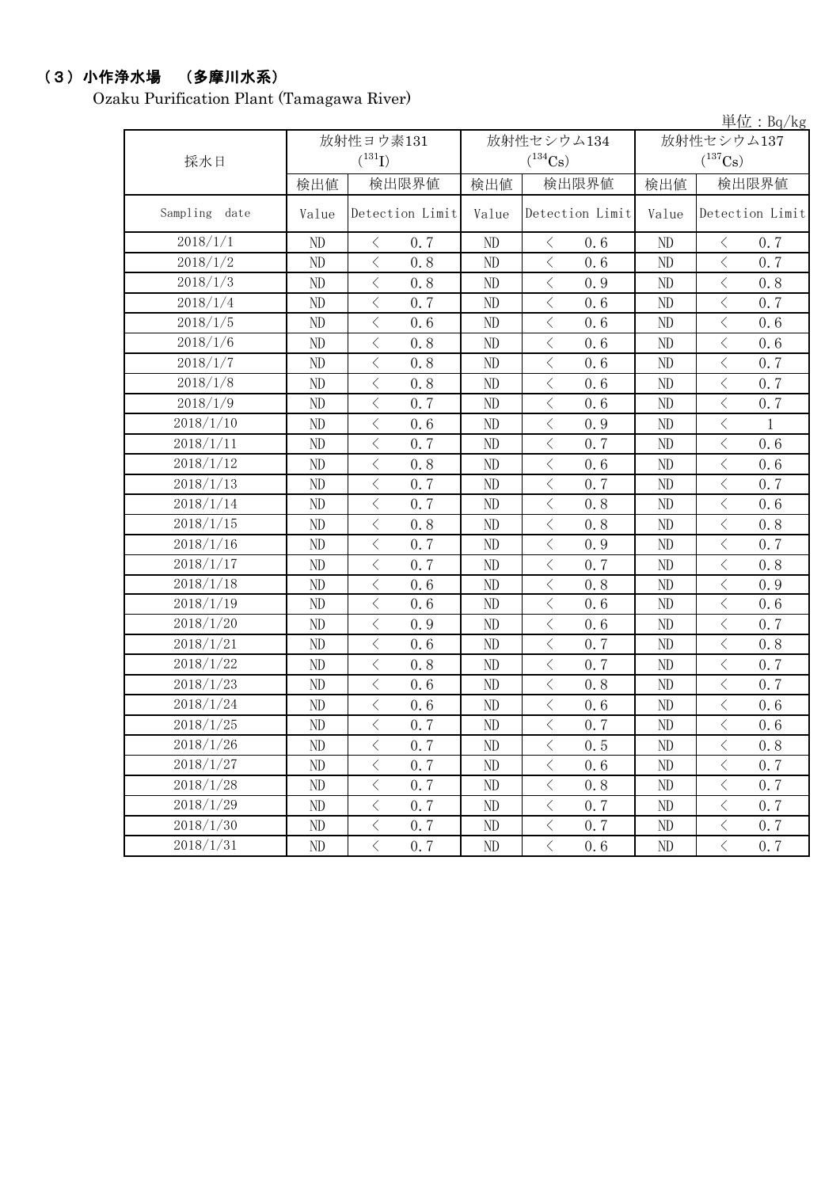## （3）小作浄水場　（多摩川水系）

Ozaku Purification Plant (Tamagawa River)

単位：Bq/kg

| 採水日 | 放射性ヨウ素131 ($^{131}I$) | | 放射性セシウム134 ($^{134}Cs$) | | 放射性セシウム137 ($^{137}Cs$) | |
|---|---|---|---|---|---|---|
| | 検出値 | 検出限界値 | 検出値 | 検出限界値 | 検出値 | 検出限界値 |
| Sampling date | Value | Detection Limit | Value | Detection Limit | Value | Detection Limit |
| 2018/1/1 | ND | ＜ 0.7 | ND | ＜ 0.6 | ND | ＜ 0.7 |
| 2018/1/2 | ND | ＜ 0.8 | ND | ＜ 0.6 | ND | ＜ 0.7 |
| 2018/1/3 | ND | ＜ 0.8 | ND | ＜ 0.9 | ND | ＜ 0.8 |
| 2018/1/4 | ND | ＜ 0.7 | ND | ＜ 0.6 | ND | ＜ 0.7 |
| 2018/1/5 | ND | ＜ 0.6 | ND | ＜ 0.6 | ND | ＜ 0.6 |
| 2018/1/6 | ND | ＜ 0.8 | ND | ＜ 0.6 | ND | ＜ 0.6 |
| 2018/1/7 | ND | ＜ 0.8 | ND | ＜ 0.6 | ND | ＜ 0.7 |
| 2018/1/8 | ND | ＜ 0.8 | ND | ＜ 0.6 | ND | ＜ 0.7 |
| 2018/1/9 | ND | ＜ 0.7 | ND | ＜ 0.6 | ND | ＜ 0.7 |
| 2018/1/10 | ND | ＜ 0.6 | ND | ＜ 0.9 | ND | ＜ 1 |
| 2018/1/11 | ND | ＜ 0.7 | ND | ＜ 0.7 | ND | ＜ 0.6 |
| 2018/1/12 | ND | ＜ 0.8 | ND | ＜ 0.6 | ND | ＜ 0.6 |
| 2018/1/13 | ND | ＜ 0.7 | ND | ＜ 0.7 | ND | ＜ 0.7 |
| 2018/1/14 | ND | ＜ 0.7 | ND | ＜ 0.8 | ND | ＜ 0.6 |
| 2018/1/15 | ND | ＜ 0.8 | ND | ＜ 0.8 | ND | ＜ 0.8 |
| 2018/1/16 | ND | ＜ 0.7 | ND | ＜ 0.9 | ND | ＜ 0.7 |
| 2018/1/17 | ND | ＜ 0.7 | ND | ＜ 0.7 | ND | ＜ 0.8 |
| 2018/1/18 | ND | ＜ 0.6 | ND | ＜ 0.8 | ND | ＜ 0.9 |
| 2018/1/19 | ND | ＜ 0.6 | ND | ＜ 0.6 | ND | ＜ 0.6 |
| 2018/1/20 | ND | ＜ 0.9 | ND | ＜ 0.6 | ND | ＜ 0.7 |
| 2018/1/21 | ND | ＜ 0.6 | ND | ＜ 0.7 | ND | ＜ 0.8 |
| 2018/1/22 | ND | ＜ 0.8 | ND | ＜ 0.7 | ND | ＜ 0.7 |
| 2018/1/23 | ND | ＜ 0.6 | ND | ＜ 0.8 | ND | ＜ 0.7 |
| 2018/1/24 | ND | ＜ 0.6 | ND | ＜ 0.6 | ND | ＜ 0.6 |
| 2018/1/25 | ND | ＜ 0.7 | ND | ＜ 0.7 | ND | ＜ 0.6 |
| 2018/1/26 | ND | ＜ 0.7 | ND | ＜ 0.5 | ND | ＜ 0.8 |
| 2018/1/27 | ND | ＜ 0.7 | ND | ＜ 0.6 | ND | ＜ 0.7 |
| 2018/1/28 | ND | ＜ 0.7 | ND | ＜ 0.8 | ND | ＜ 0.7 |
| 2018/1/29 | ND | ＜ 0.7 | ND | ＜ 0.7 | ND | ＜ 0.7 |
| 2018/1/30 | ND | ＜ 0.7 | ND | ＜ 0.7 | ND | ＜ 0.7 |
| 2018/1/31 | ND | ＜ 0.7 | ND | ＜ 0.6 | ND | ＜ 0.7 |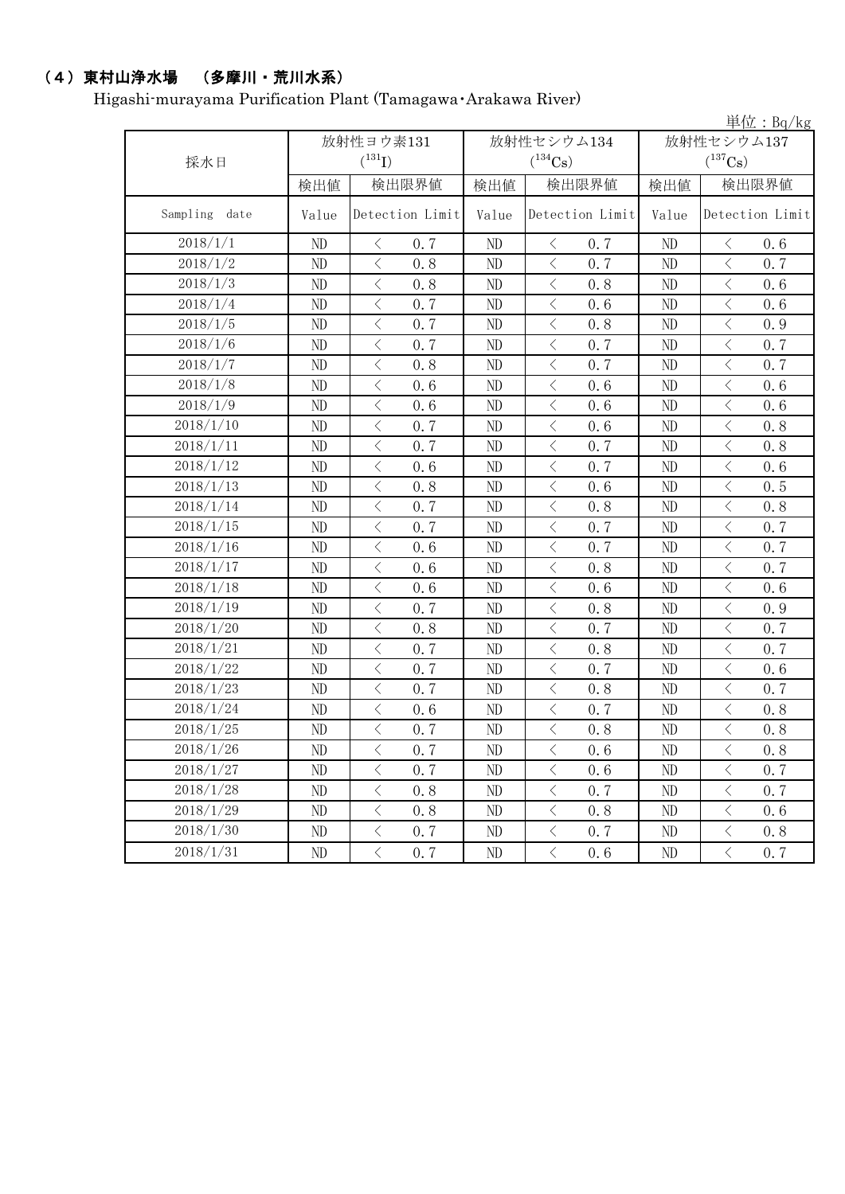## （4）東村山浄水場　（多摩川・荒川水系）

Higashi-murayama Purification Plant (Tamagawa・Arakawa River)

単位：Bq/kg

| 採水日 | 放射性ヨウ素131 ($^{131}I$) | | 放射性セシウム134 ($^{134}Cs$) | | 放射性セシウム137 ($^{137}Cs$) | |
|---|---|---|---|---|---|---|
| | 検出値 | 検出限界値 | 検出値 | 検出限界値 | 検出値 | 検出限界値 |
| Sampling date | Value | Detection Limit | Value | Detection Limit | Value | Detection Limit |
| 2018/1/1 | ND | ＜ 0.7 | ND | ＜ 0.7 | ND | ＜ 0.6 |
| 2018/1/2 | ND | ＜ 0.8 | ND | ＜ 0.7 | ND | ＜ 0.7 |
| 2018/1/3 | ND | ＜ 0.8 | ND | ＜ 0.8 | ND | ＜ 0.6 |
| 2018/1/4 | ND | ＜ 0.7 | ND | ＜ 0.6 | ND | ＜ 0.6 |
| 2018/1/5 | ND | ＜ 0.7 | ND | ＜ 0.8 | ND | ＜ 0.9 |
| 2018/1/6 | ND | ＜ 0.7 | ND | ＜ 0.7 | ND | ＜ 0.7 |
| 2018/1/7 | ND | ＜ 0.8 | ND | ＜ 0.7 | ND | ＜ 0.7 |
| 2018/1/8 | ND | ＜ 0.6 | ND | ＜ 0.6 | ND | ＜ 0.6 |
| 2018/1/9 | ND | ＜ 0.6 | ND | ＜ 0.6 | ND | ＜ 0.6 |
| 2018/1/10 | ND | ＜ 0.7 | ND | ＜ 0.6 | ND | ＜ 0.8 |
| 2018/1/11 | ND | ＜ 0.7 | ND | ＜ 0.7 | ND | ＜ 0.8 |
| 2018/1/12 | ND | ＜ 0.6 | ND | ＜ 0.7 | ND | ＜ 0.6 |
| 2018/1/13 | ND | ＜ 0.8 | ND | ＜ 0.6 | ND | ＜ 0.5 |
| 2018/1/14 | ND | ＜ 0.7 | ND | ＜ 0.8 | ND | ＜ 0.8 |
| 2018/1/15 | ND | ＜ 0.7 | ND | ＜ 0.7 | ND | ＜ 0.7 |
| 2018/1/16 | ND | ＜ 0.6 | ND | ＜ 0.7 | ND | ＜ 0.7 |
| 2018/1/17 | ND | ＜ 0.6 | ND | ＜ 0.8 | ND | ＜ 0.7 |
| 2018/1/18 | ND | ＜ 0.6 | ND | ＜ 0.6 | ND | ＜ 0.6 |
| 2018/1/19 | ND | ＜ 0.7 | ND | ＜ 0.8 | ND | ＜ 0.9 |
| 2018/1/20 | ND | ＜ 0.8 | ND | ＜ 0.7 | ND | ＜ 0.7 |
| 2018/1/21 | ND | ＜ 0.7 | ND | ＜ 0.8 | ND | ＜ 0.7 |
| 2018/1/22 | ND | ＜ 0.7 | ND | ＜ 0.7 | ND | ＜ 0.6 |
| 2018/1/23 | ND | ＜ 0.7 | ND | ＜ 0.8 | ND | ＜ 0.7 |
| 2018/1/24 | ND | ＜ 0.6 | ND | ＜ 0.7 | ND | ＜ 0.8 |
| 2018/1/25 | ND | ＜ 0.7 | ND | ＜ 0.8 | ND | ＜ 0.8 |
| 2018/1/26 | ND | ＜ 0.7 | ND | ＜ 0.6 | ND | ＜ 0.8 |
| 2018/1/27 | ND | ＜ 0.7 | ND | ＜ 0.6 | ND | ＜ 0.7 |
| 2018/1/28 | ND | ＜ 0.8 | ND | ＜ 0.7 | ND | ＜ 0.7 |
| 2018/1/29 | ND | ＜ 0.8 | ND | ＜ 0.8 | ND | ＜ 0.6 |
| 2018/1/30 | ND | ＜ 0.7 | ND | ＜ 0.7 | ND | ＜ 0.8 |
| 2018/1/31 | ND | ＜ 0.7 | ND | ＜ 0.6 | ND | ＜ 0.7 |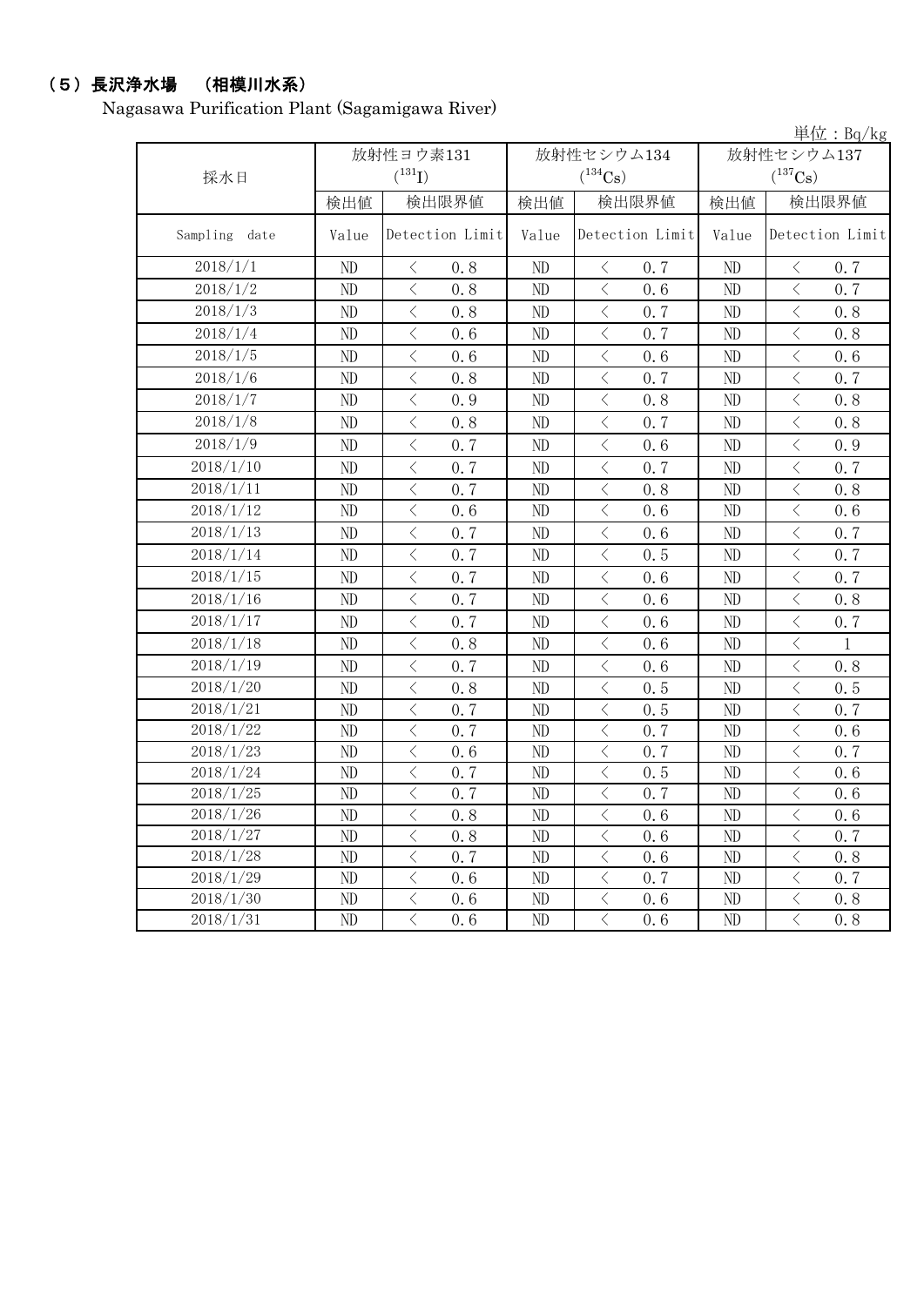## （5）長沢浄水場　（相模川水系）

Nagasawa Purification Plant (Sagamigawa River)

単位：Bq/kg

| 採水日 | 放射性ヨウ素131 ($^{131}I$) | | 放射性セシウム134 ($^{134}Cs$) | | 放射性セシウム137 ($^{137}Cs$) | |
|---|---|---|---|---|---|---|
| | 検出値 | 検出限界値 | 検出値 | 検出限界値 | 検出値 | 検出限界値 |
| Sampling date | Value | Detection Limit | Value | Detection Limit | Value | Detection Limit |
| 2018/1/1 | ND | ＜ 0.8 | ND | ＜ 0.7 | ND | ＜ 0.7 |
| 2018/1/2 | ND | ＜ 0.8 | ND | ＜ 0.6 | ND | ＜ 0.7 |
| 2018/1/3 | ND | ＜ 0.8 | ND | ＜ 0.7 | ND | ＜ 0.8 |
| 2018/1/4 | ND | ＜ 0.6 | ND | ＜ 0.7 | ND | ＜ 0.8 |
| 2018/1/5 | ND | ＜ 0.6 | ND | ＜ 0.6 | ND | ＜ 0.6 |
| 2018/1/6 | ND | ＜ 0.8 | ND | ＜ 0.7 | ND | ＜ 0.7 |
| 2018/1/7 | ND | ＜ 0.9 | ND | ＜ 0.8 | ND | ＜ 0.8 |
| 2018/1/8 | ND | ＜ 0.8 | ND | ＜ 0.7 | ND | ＜ 0.8 |
| 2018/1/9 | ND | ＜ 0.7 | ND | ＜ 0.6 | ND | ＜ 0.9 |
| 2018/1/10 | ND | ＜ 0.7 | ND | ＜ 0.7 | ND | ＜ 0.7 |
| 2018/1/11 | ND | ＜ 0.7 | ND | ＜ 0.8 | ND | ＜ 0.8 |
| 2018/1/12 | ND | ＜ 0.6 | ND | ＜ 0.6 | ND | ＜ 0.6 |
| 2018/1/13 | ND | ＜ 0.7 | ND | ＜ 0.6 | ND | ＜ 0.7 |
| 2018/1/14 | ND | ＜ 0.7 | ND | ＜ 0.5 | ND | ＜ 0.7 |
| 2018/1/15 | ND | ＜ 0.7 | ND | ＜ 0.6 | ND | ＜ 0.7 |
| 2018/1/16 | ND | ＜ 0.7 | ND | ＜ 0.6 | ND | ＜ 0.8 |
| 2018/1/17 | ND | ＜ 0.7 | ND | ＜ 0.6 | ND | ＜ 0.7 |
| 2018/1/18 | ND | ＜ 0.8 | ND | ＜ 0.6 | ND | ＜ 1 |
| 2018/1/19 | ND | ＜ 0.7 | ND | ＜ 0.6 | ND | ＜ 0.8 |
| 2018/1/20 | ND | ＜ 0.8 | ND | ＜ 0.5 | ND | ＜ 0.5 |
| 2018/1/21 | ND | ＜ 0.7 | ND | ＜ 0.5 | ND | ＜ 0.7 |
| 2018/1/22 | ND | ＜ 0.7 | ND | ＜ 0.7 | ND | ＜ 0.6 |
| 2018/1/23 | ND | ＜ 0.6 | ND | ＜ 0.7 | ND | ＜ 0.7 |
| 2018/1/24 | ND | ＜ 0.7 | ND | ＜ 0.5 | ND | ＜ 0.6 |
| 2018/1/25 | ND | ＜ 0.7 | ND | ＜ 0.7 | ND | ＜ 0.6 |
| 2018/1/26 | ND | ＜ 0.8 | ND | ＜ 0.6 | ND | ＜ 0.6 |
| 2018/1/27 | ND | ＜ 0.8 | ND | ＜ 0.6 | ND | ＜ 0.7 |
| 2018/1/28 | ND | ＜ 0.7 | ND | ＜ 0.6 | ND | ＜ 0.8 |
| 2018/1/29 | ND | ＜ 0.6 | ND | ＜ 0.7 | ND | ＜ 0.7 |
| 2018/1/30 | ND | ＜ 0.6 | ND | ＜ 0.6 | ND | ＜ 0.8 |
| 2018/1/31 | ND | ＜ 0.6 | ND | ＜ 0.6 | ND | ＜ 0.8 |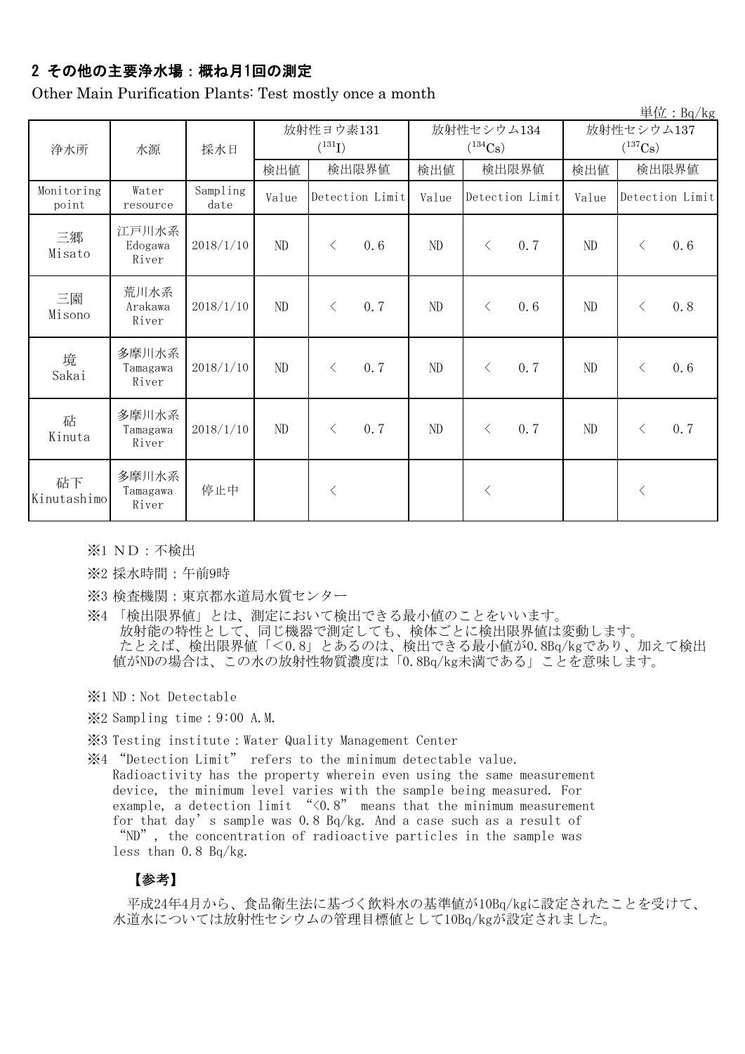## 2 その他の主要浄水場：概ね月1回の測定

Other Main Purification Plants: Test mostly once a month

単位：Bq/kg

| 浄水所 | 水源 | 採水日 | 放射性ヨウ素131 ($^{131}I$) | | 放射性セシウム134 ($^{134}Cs$) | | 放射性セシウム137 ($^{137}Cs$) | |
|---|---|---|---|---|---|---|---|---|
| | | | 検出値 | 検出限界値 | 検出値 | 検出限界値 | 検出値 | 検出限界値 |
| Monitoring point | Water resource | Sampling date | Value | Detection Limit | Value | Detection Limit | Value | Detection Limit |
| 三郷 Misato | 江戸川水系 Edogawa River | 2018/1/10 | ND | ＜ 0.6 | ND | ＜ 0.7 | ND | ＜ 0.6 |
| 三園 Misono | 荒川水系 Arakawa River | 2018/1/10 | ND | ＜ 0.7 | ND | ＜ 0.6 | ND | ＜ 0.8 |
| 境 Sakai | 多摩川水系 Tamagawa River | 2018/1/10 | ND | ＜ 0.7 | ND | ＜ 0.7 | ND | ＜ 0.6 |
| 砧 Kinuta | 多摩川水系 Tamagawa River | 2018/1/10 | ND | ＜ 0.7 | ND | ＜ 0.7 | ND | ＜ 0.7 |
| 砧下 Kinutashimo | 多摩川水系 Tamagawa River | 停止中 | | ＜ | | ＜ | | ＜ |

※1 ＮＤ：不検出

※2 採水時間：午前9時

※3 検査機関：東京都水道局水質センター

※4 「検出限界値」とは、測定において検出できる最小値のことをいいます。
放射能の特性として、同じ機器で測定しても、検体ごとに検出限界値は変動します。
たとえば、検出限界値「＜0.8」とあるのは、検出できる最小値が0.8Bq/kgであり、加えて検出値がNDの場合は、この水の放射性物質濃度は「0.8Bq/kg未満である」ことを意味します。

※1 ND：Not Detectable

※2 Sampling time：9:00 A.M.

※3 Testing institute：Water Quality Management Center

※4 "Detection Limit" refers to the minimum detectable value.
Radioactivity has the property wherein even using the same measurement device, the minimum level varies with the sample being measured. For example, a detection limit "<0.8" means that the minimum measurement for that day's sample was 0.8 Bq/kg. And a case such as a result of "ND", the concentration of radioactive particles in the sample was less than 0.8 Bq/kg.

**【参考】**

平成24年4月から、食品衛生法に基づく飲料水の基準値が10Bq/kgに設定されたことを受けて、水道水については放射性セシウムの管理目標値として10Bq/kgが設定されました。